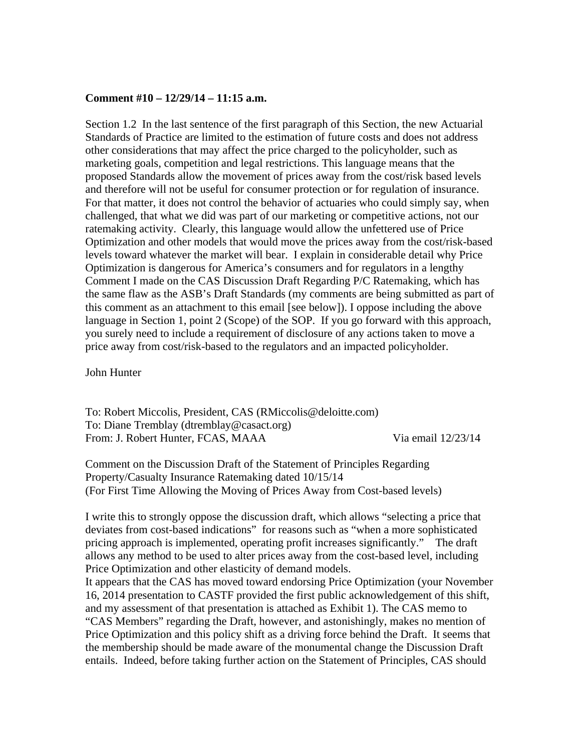**Comment #10 – 12/29/14 – 11:15 a.m.**

Section 1.2 In the last sentence of the first paragraph of this Section, the new Actuarial Standards of Practice are limited to the estimation of future costs and does not address other considerations that may affect the price charged to the policyholder, such as marketing goals, competition and legal restrictions. This language means that the proposed Standards allow the movement of prices away from the cost/risk based levels and therefore will not be useful for consumer protection or for regulation of insurance. For that matter, it does not control the behavior of actuaries who could simply say, when challenged, that what we did was part of our marketing or competitive actions, not our ratemaking activity. Clearly, this language would allow the unfettered use of Price Optimization and other models that would move the prices away from the cost/risk-based levels toward whatever the market will bear. I explain in considerable detail why Price Optimization is dangerous for America's consumers and for regulators in a lengthy Comment I made on the CAS Discussion Draft Regarding P/C Ratemaking, which has the same flaw as the ASB's Draft Standards (my comments are being submitted as part of this comment as an attachment to this email [see below]). I oppose including the above language in Section 1, point 2 (Scope) of the SOP. If you go forward with this approach, you surely need to include a requirement of disclosure of any actions taken to move a price away from cost/risk-based to the regulators and an impacted policyholder.

John Hunter

To: Robert Miccolis, President, CAS (RMiccolis@deloitte.com)
To: Diane Tremblay (dtremblay@casact.org)
From: J. Robert Hunter, FCAS, MAAA Via email 12/23/14

Comment on the Discussion Draft of the Statement of Principles Regarding Property/Casualty Insurance Ratemaking dated 10/15/14
(For First Time Allowing the Moving of Prices Away from Cost-based levels)

I write this to strongly oppose the discussion draft, which allows "selecting a price that deviates from cost-based indications" for reasons such as "when a more sophisticated pricing approach is implemented, operating profit increases significantly." The draft allows any method to be used to alter prices away from the cost-based level, including Price Optimization and other elasticity of demand models.

It appears that the CAS has moved toward endorsing Price Optimization (your November 16, 2014 presentation to CASTF provided the first public acknowledgement of this shift, and my assessment of that presentation is attached as Exhibit 1). The CAS memo to "CAS Members" regarding the Draft, however, and astonishingly, makes no mention of Price Optimization and this policy shift as a driving force behind the Draft. It seems that the membership should be made aware of the monumental change the Discussion Draft entails. Indeed, before taking further action on the Statement of Principles, CAS should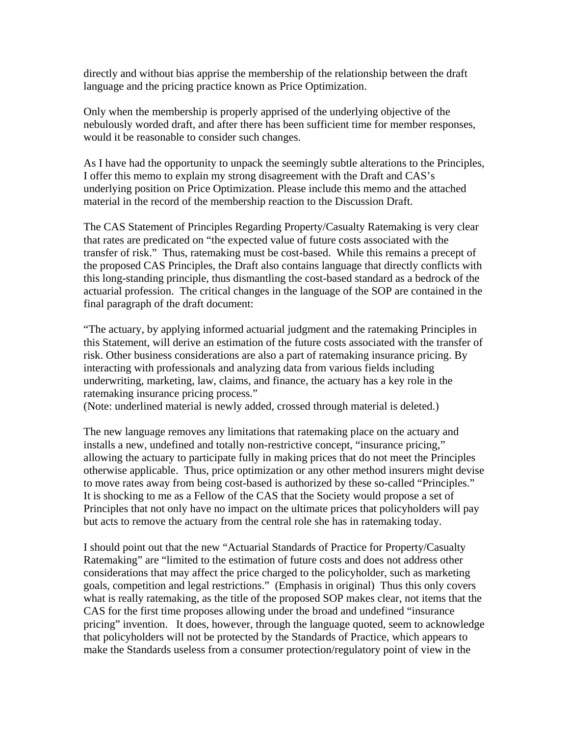directly and without bias apprise the membership of the relationship between the draft language and the pricing practice known as Price Optimization.

Only when the membership is properly apprised of the underlying objective of the nebulously worded draft, and after there has been sufficient time for member responses, would it be reasonable to consider such changes.

As I have had the opportunity to unpack the seemingly subtle alterations to the Principles, I offer this memo to explain my strong disagreement with the Draft and CAS's underlying position on Price Optimization. Please include this memo and the attached material in the record of the membership reaction to the Discussion Draft.

The CAS Statement of Principles Regarding Property/Casualty Ratemaking is very clear that rates are predicated on "the expected value of future costs associated with the transfer of risk." Thus, ratemaking must be cost-based. While this remains a precept of the proposed CAS Principles, the Draft also contains language that directly conflicts with this long-standing principle, thus dismantling the cost-based standard as a bedrock of the actuarial profession. The critical changes in the language of the SOP are contained in the final paragraph of the draft document:

"The actuary, by applying informed actuarial judgment and the ratemaking Principles in this Statement, will derive an estimation of the future costs associated with the transfer of risk. Other business considerations are also a part of ratemaking insurance pricing. By interacting with professionals and analyzing data from various fields including underwriting, marketing, law, claims, and finance, the actuary has a key role in the ratemaking insurance pricing process."
(Note: underlined material is newly added, crossed through material is deleted.)

The new language removes any limitations that ratemaking place on the actuary and installs a new, undefined and totally non-restrictive concept, "insurance pricing," allowing the actuary to participate fully in making prices that do not meet the Principles otherwise applicable. Thus, price optimization or any other method insurers might devise to move rates away from being cost-based is authorized by these so-called "Principles." It is shocking to me as a Fellow of the CAS that the Society would propose a set of Principles that not only have no impact on the ultimate prices that policyholders will pay but acts to remove the actuary from the central role she has in ratemaking today.

I should point out that the new "Actuarial Standards of Practice for Property/Casualty Ratemaking" are "limited to the estimation of future costs and does not address other considerations that may affect the price charged to the policyholder, such as marketing goals, competition and legal restrictions." (Emphasis in original) Thus this only covers what is really ratemaking, as the title of the proposed SOP makes clear, not items that the CAS for the first time proposes allowing under the broad and undefined "insurance pricing" invention. It does, however, through the language quoted, seem to acknowledge that policyholders will not be protected by the Standards of Practice, which appears to make the Standards useless from a consumer protection/regulatory point of view in the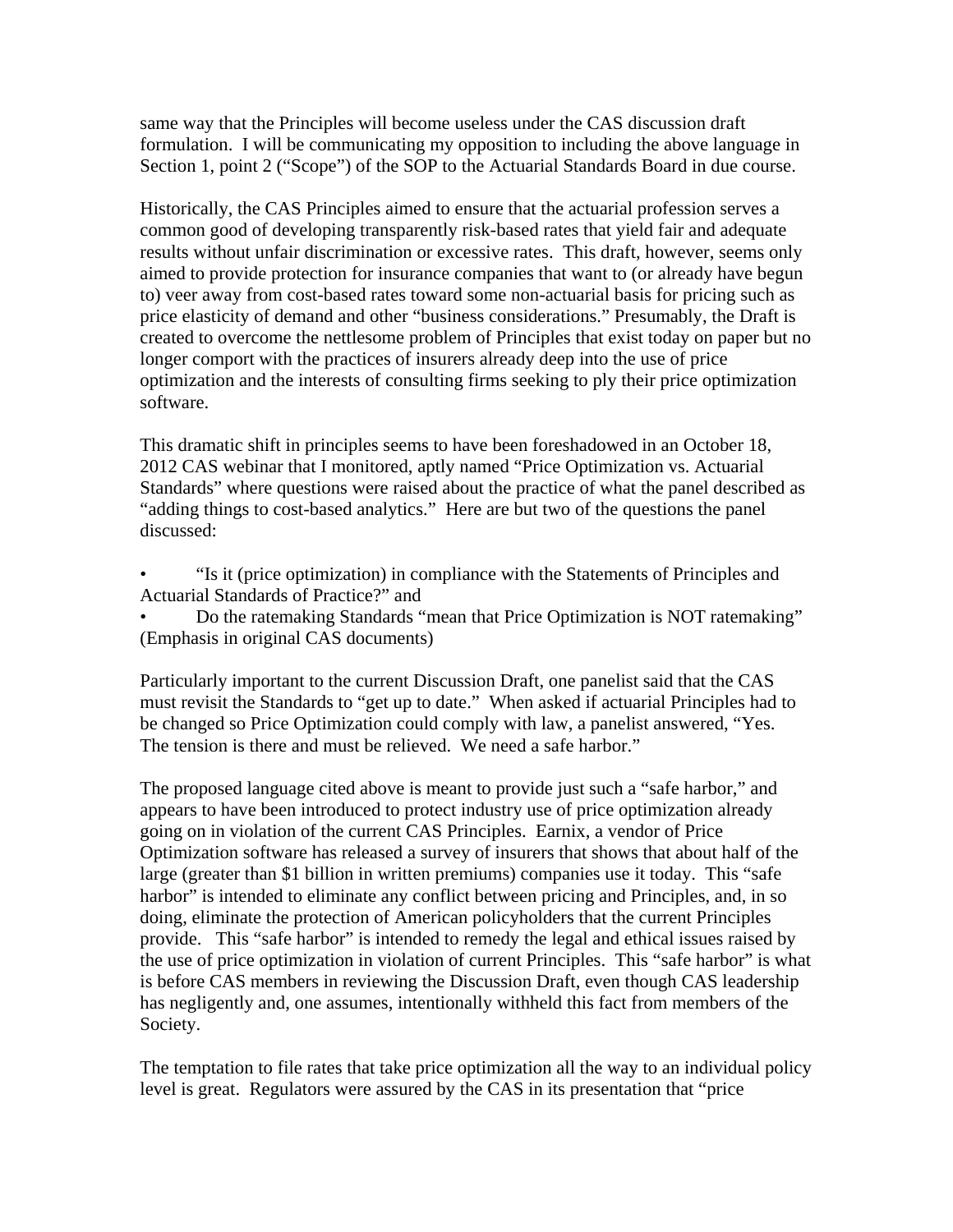same way that the Principles will become useless under the CAS discussion draft formulation. I will be communicating my opposition to including the above language in Section 1, point 2 ("Scope") of the SOP to the Actuarial Standards Board in due course.

Historically, the CAS Principles aimed to ensure that the actuarial profession serves a common good of developing transparently risk-based rates that yield fair and adequate results without unfair discrimination or excessive rates. This draft, however, seems only aimed to provide protection for insurance companies that want to (or already have begun to) veer away from cost-based rates toward some non-actuarial basis for pricing such as price elasticity of demand and other "business considerations." Presumably, the Draft is created to overcome the nettlesome problem of Principles that exist today on paper but no longer comport with the practices of insurers already deep into the use of price optimization and the interests of consulting firms seeking to ply their price optimization software.

This dramatic shift in principles seems to have been foreshadowed in an October 18, 2012 CAS webinar that I monitored, aptly named "Price Optimization vs. Actuarial Standards" where questions were raised about the practice of what the panel described as "adding things to cost-based analytics." Here are but two of the questions the panel discussed:

- "Is it (price optimization) in compliance with the Statements of Principles and Actuarial Standards of Practice?" and
- Do the ratemaking Standards "mean that Price Optimization is NOT ratemaking" (Emphasis in original CAS documents)

Particularly important to the current Discussion Draft, one panelist said that the CAS must revisit the Standards to "get up to date." When asked if actuarial Principles had to be changed so Price Optimization could comply with law, a panelist answered, "Yes. The tension is there and must be relieved. We need a safe harbor."

The proposed language cited above is meant to provide just such a "safe harbor," and appears to have been introduced to protect industry use of price optimization already going on in violation of the current CAS Principles. Earnix, a vendor of Price Optimization software has released a survey of insurers that shows that about half of the large (greater than $1 billion in written premiums) companies use it today. This "safe harbor" is intended to eliminate any conflict between pricing and Principles, and, in so doing, eliminate the protection of American policyholders that the current Principles provide. This "safe harbor" is intended to remedy the legal and ethical issues raised by the use of price optimization in violation of current Principles. This "safe harbor" is what is before CAS members in reviewing the Discussion Draft, even though CAS leadership has negligently and, one assumes, intentionally withheld this fact from members of the Society.

The temptation to file rates that take price optimization all the way to an individual policy level is great. Regulators were assured by the CAS in its presentation that "price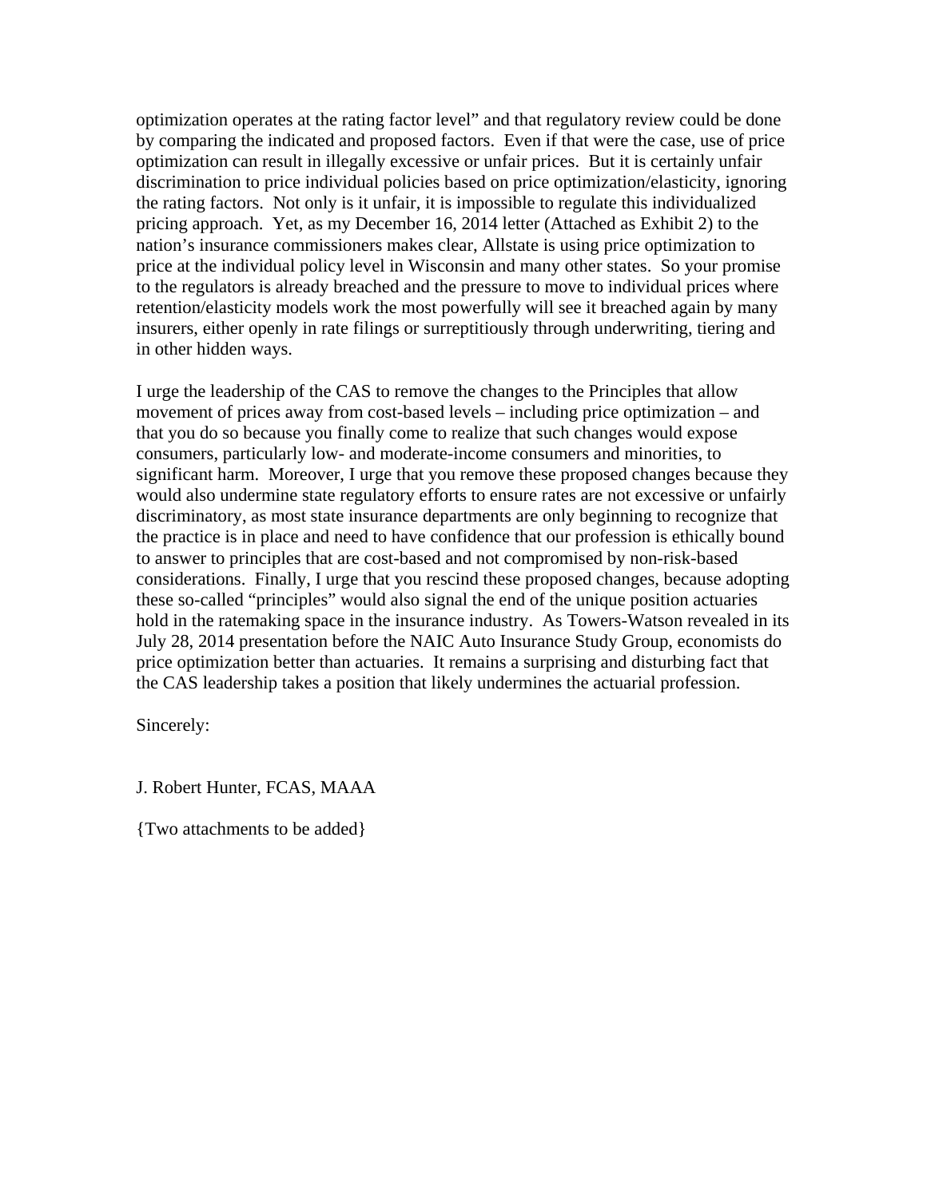optimization operates at the rating factor level" and that regulatory review could be done by comparing the indicated and proposed factors. Even if that were the case, use of price optimization can result in illegally excessive or unfair prices. But it is certainly unfair discrimination to price individual policies based on price optimization/elasticity, ignoring the rating factors. Not only is it unfair, it is impossible to regulate this individualized pricing approach. Yet, as my December 16, 2014 letter (Attached as Exhibit 2) to the nation's insurance commissioners makes clear, Allstate is using price optimization to price at the individual policy level in Wisconsin and many other states. So your promise to the regulators is already breached and the pressure to move to individual prices where retention/elasticity models work the most powerfully will see it breached again by many insurers, either openly in rate filings or surreptitiously through underwriting, tiering and in other hidden ways.

I urge the leadership of the CAS to remove the changes to the Principles that allow movement of prices away from cost-based levels – including price optimization – and that you do so because you finally come to realize that such changes would expose consumers, particularly low- and moderate-income consumers and minorities, to significant harm. Moreover, I urge that you remove these proposed changes because they would also undermine state regulatory efforts to ensure rates are not excessive or unfairly discriminatory, as most state insurance departments are only beginning to recognize that the practice is in place and need to have confidence that our profession is ethically bound to answer to principles that are cost-based and not compromised by non-risk-based considerations. Finally, I urge that you rescind these proposed changes, because adopting these so-called "principles" would also signal the end of the unique position actuaries hold in the ratemaking space in the insurance industry. As Towers-Watson revealed in its July 28, 2014 presentation before the NAIC Auto Insurance Study Group, economists do price optimization better than actuaries. It remains a surprising and disturbing fact that the CAS leadership takes a position that likely undermines the actuarial profession.

Sincerely:

J. Robert Hunter, FCAS, MAAA

{Two attachments to be added}